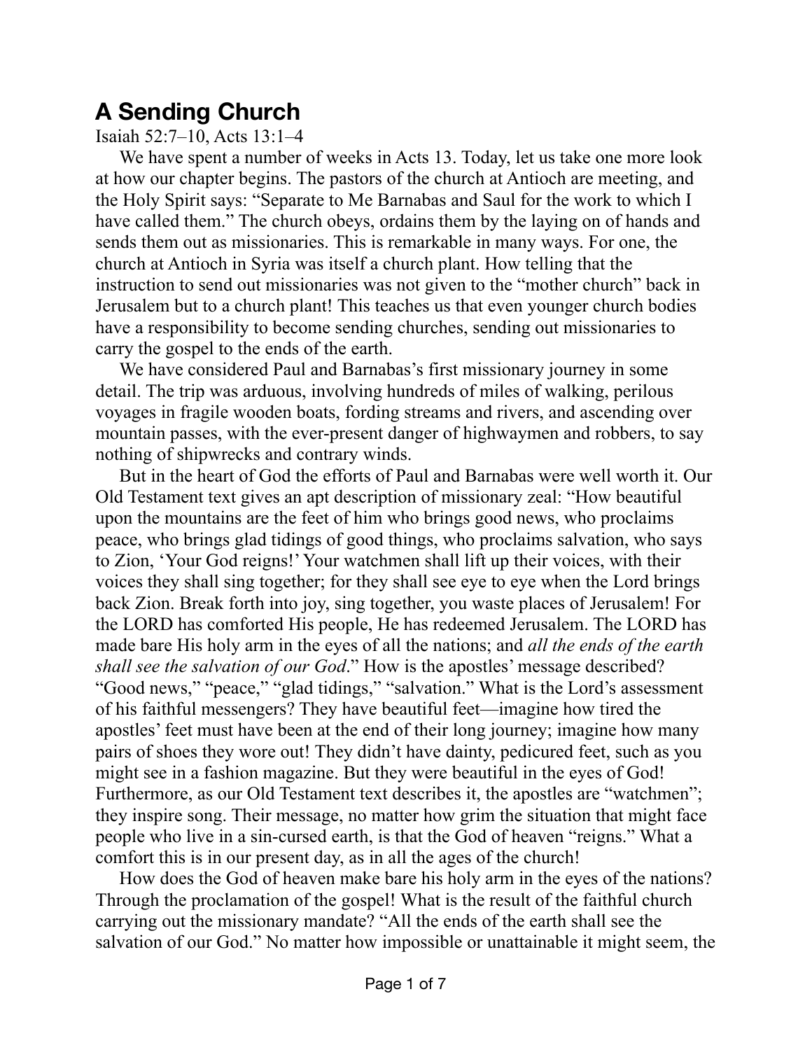# A Sending Church

Isaiah 52:7–10, Acts 13:1–4

We have spent a number of weeks in Acts 13. Today, let us take one more look at how our chapter begins. The pastors of the church at Antioch are meeting, and the Holy Spirit says: "Separate to Me Barnabas and Saul for the work to which I have called them." The church obeys, ordains them by the laying on of hands and sends them out as missionaries. This is remarkable in many ways. For one, the church at Antioch in Syria was itself a church plant. How telling that the instruction to send out missionaries was not given to the "mother church" back in Jerusalem but to a church plant! This teaches us that even younger church bodies have a responsibility to become sending churches, sending out missionaries to carry the gospel to the ends of the earth.

We have considered Paul and Barnabas's first missionary journey in some detail. The trip was arduous, involving hundreds of miles of walking, perilous voyages in fragile wooden boats, fording streams and rivers, and ascending over mountain passes, with the ever-present danger of highwaymen and robbers, to say nothing of shipwrecks and contrary winds.

But in the heart of God the efforts of Paul and Barnabas were well worth it. Our Old Testament text gives an apt description of missionary zeal: "How beautiful upon the mountains are the feet of him who brings good news, who proclaims peace, who brings glad tidings of good things, who proclaims salvation, who says to Zion, 'Your God reigns!' Your watchmen shall lift up their voices, with their voices they shall sing together; for they shall see eye to eye when the Lord brings back Zion. Break forth into joy, sing together, you waste places of Jerusalem! For the LORD has comforted His people, He has redeemed Jerusalem. The LORD has made bare His holy arm in the eyes of all the nations; and *all the ends of the earth shall see the salvation of our God*." How is the apostles' message described? "Good news," "peace," "glad tidings," "salvation." What is the Lord's assessment of his faithful messengers? They have beautiful feet—imagine how tired the apostles' feet must have been at the end of their long journey; imagine how many pairs of shoes they wore out! They didn't have dainty, pedicured feet, such as you might see in a fashion magazine. But they were beautiful in the eyes of God! Furthermore, as our Old Testament text describes it, the apostles are "watchmen"; they inspire song. Their message, no matter how grim the situation that might face people who live in a sin-cursed earth, is that the God of heaven "reigns." What a comfort this is in our present day, as in all the ages of the church!

How does the God of heaven make bare his holy arm in the eyes of the nations? Through the proclamation of the gospel! What is the result of the faithful church carrying out the missionary mandate? "All the ends of the earth shall see the salvation of our God." No matter how impossible or unattainable it might seem, the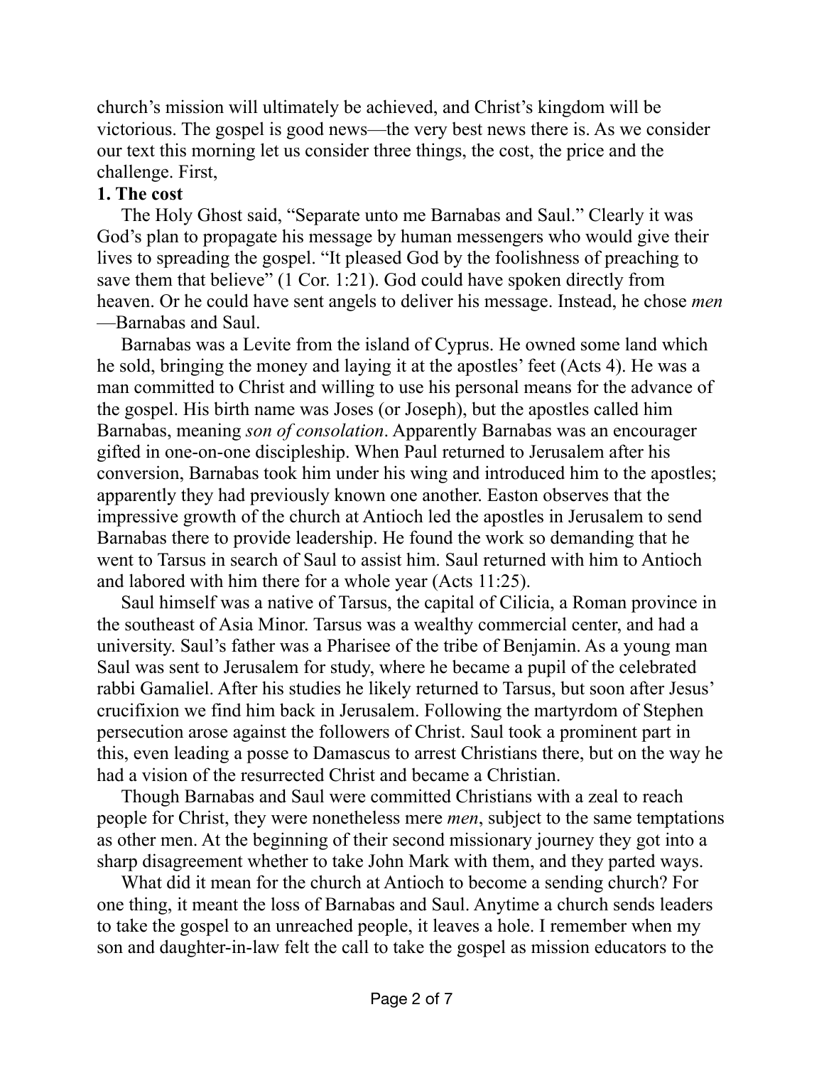church's mission will ultimately be achieved, and Christ's kingdom will be victorious. The gospel is good news—the very best news there is. As we consider our text this morning let us consider three things, the cost, the price and the challenge. First,

**1. The cost**

The Holy Ghost said, "Separate unto me Barnabas and Saul." Clearly it was God's plan to propagate his message by human messengers who would give their lives to spreading the gospel. "It pleased God by the foolishness of preaching to save them that believe" (1 Cor. 1:21). God could have spoken directly from heaven. Or he could have sent angels to deliver his message. Instead, he chose *men*—Barnabas and Saul.

Barnabas was a Levite from the island of Cyprus. He owned some land which he sold, bringing the money and laying it at the apostles' feet (Acts 4). He was a man committed to Christ and willing to use his personal means for the advance of the gospel. His birth name was Joses (or Joseph), but the apostles called him Barnabas, meaning *son of consolation*. Apparently Barnabas was an encourager gifted in one-on-one discipleship. When Paul returned to Jerusalem after his conversion, Barnabas took him under his wing and introduced him to the apostles; apparently they had previously known one another. Easton observes that the impressive growth of the church at Antioch led the apostles in Jerusalem to send Barnabas there to provide leadership. He found the work so demanding that he went to Tarsus in search of Saul to assist him. Saul returned with him to Antioch and labored with him there for a whole year (Acts 11:25).

Saul himself was a native of Tarsus, the capital of Cilicia, a Roman province in the southeast of Asia Minor. Tarsus was a wealthy commercial center, and had a university. Saul's father was a Pharisee of the tribe of Benjamin. As a young man Saul was sent to Jerusalem for study, where he became a pupil of the celebrated rabbi Gamaliel. After his studies he likely returned to Tarsus, but soon after Jesus' crucifixion we find him back in Jerusalem. Following the martyrdom of Stephen persecution arose against the followers of Christ. Saul took a prominent part in this, even leading a posse to Damascus to arrest Christians there, but on the way he had a vision of the resurrected Christ and became a Christian.

Though Barnabas and Saul were committed Christians with a zeal to reach people for Christ, they were nonetheless mere *men*, subject to the same temptations as other men. At the beginning of their second missionary journey they got into a sharp disagreement whether to take John Mark with them, and they parted ways.

What did it mean for the church at Antioch to become a sending church? For one thing, it meant the loss of Barnabas and Saul. Anytime a church sends leaders to take the gospel to an unreached people, it leaves a hole. I remember when my son and daughter-in-law felt the call to take the gospel as mission educators to the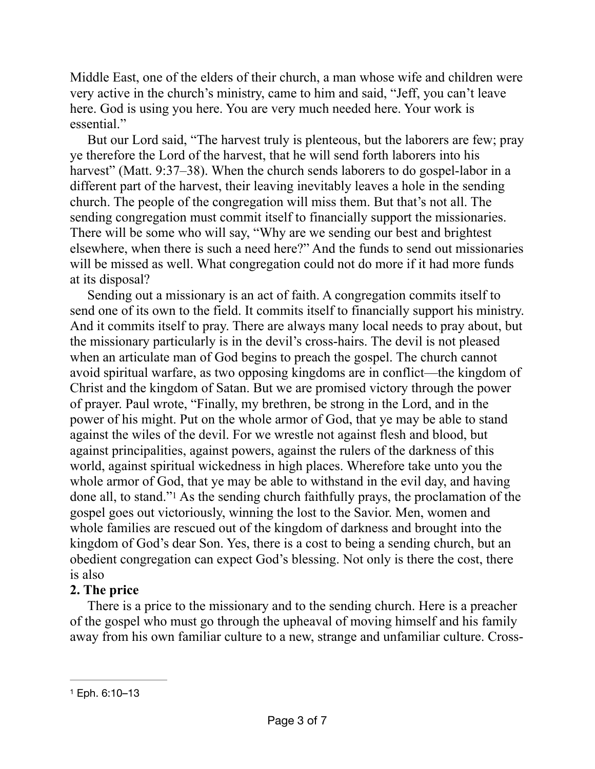Middle East, one of the elders of their church, a man whose wife and children were very active in the church's ministry, came to him and said, "Jeff, you can't leave here. God is using you here. You are very much needed here. Your work is essential."

But our Lord said, "The harvest truly is plenteous, but the laborers are few; pray ye therefore the Lord of the harvest, that he will send forth laborers into his harvest" (Matt. 9:37–38). When the church sends laborers to do gospel-labor in a different part of the harvest, their leaving inevitably leaves a hole in the sending church. The people of the congregation will miss them. But that's not all. The sending congregation must commit itself to financially support the missionaries. There will be some who will say, "Why are we sending our best and brightest elsewhere, when there is such a need here?" And the funds to send out missionaries will be missed as well. What congregation could not do more if it had more funds at its disposal?

Sending out a missionary is an act of faith. A congregation commits itself to send one of its own to the field. It commits itself to financially support his ministry. And it commits itself to pray. There are always many local needs to pray about, but the missionary particularly is in the devil's cross-hairs. The devil is not pleased when an articulate man of God begins to preach the gospel. The church cannot avoid spiritual warfare, as two opposing kingdoms are in conflict—the kingdom of Christ and the kingdom of Satan. But we are promised victory through the power of prayer. Paul wrote, "Finally, my brethren, be strong in the Lord, and in the power of his might. Put on the whole armor of God, that ye may be able to stand against the wiles of the devil. For we wrestle not against flesh and blood, but against principalities, against powers, against the rulers of the darkness of this world, against spiritual wickedness in high places. Wherefore take unto you the whole armor of God, that ye may be able to withstand in the evil day, and having done all, to stand."[1] As the sending church faithfully prays, the proclamation of the gospel goes out victoriously, winning the lost to the Savior. Men, women and whole families are rescued out of the kingdom of darkness and brought into the kingdom of God's dear Son. Yes, there is a cost to being a sending church, but an obedient congregation can expect God's blessing. Not only is there the cost, there is also

**2. The price**

There is a price to the missionary and to the sending church. Here is a preacher of the gospel who must go through the upheaval of moving himself and his family away from his own familiar culture to a new, strange and unfamiliar culture. Cross-

---

[1] Eph. 6:10–13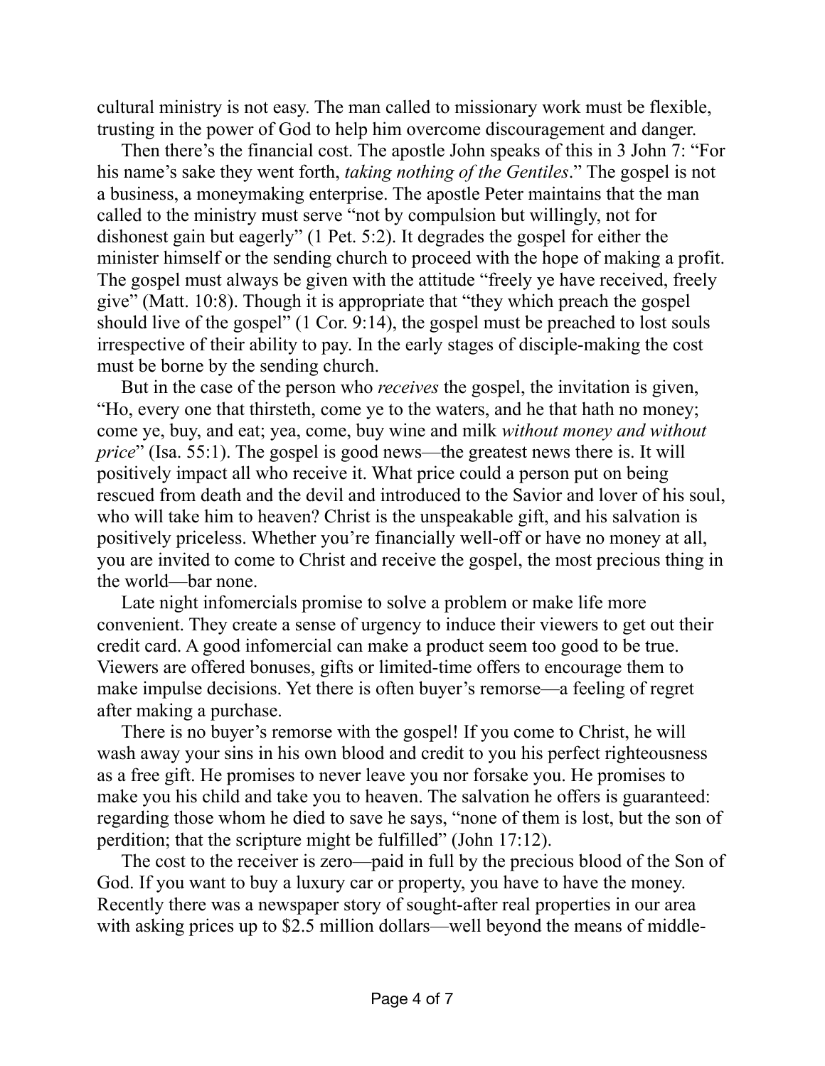cultural ministry is not easy. The man called to missionary work must be flexible, trusting in the power of God to help him overcome discouragement and danger.

Then there's the financial cost. The apostle John speaks of this in 3 John 7: "For his name's sake they went forth, *taking nothing of the Gentiles*." The gospel is not a business, a moneymaking enterprise. The apostle Peter maintains that the man called to the ministry must serve "not by compulsion but willingly, not for dishonest gain but eagerly" (1 Pet. 5:2). It degrades the gospel for either the minister himself or the sending church to proceed with the hope of making a profit. The gospel must always be given with the attitude "freely ye have received, freely give" (Matt. 10:8). Though it is appropriate that "they which preach the gospel should live of the gospel" (1 Cor. 9:14), the gospel must be preached to lost souls irrespective of their ability to pay. In the early stages of disciple-making the cost must be borne by the sending church.

But in the case of the person who *receives* the gospel, the invitation is given, "Ho, every one that thirsteth, come ye to the waters, and he that hath no money; come ye, buy, and eat; yea, come, buy wine and milk *without money and without price*" (Isa. 55:1). The gospel is good news—the greatest news there is. It will positively impact all who receive it. What price could a person put on being rescued from death and the devil and introduced to the Savior and lover of his soul, who will take him to heaven? Christ is the unspeakable gift, and his salvation is positively priceless. Whether you're financially well-off or have no money at all, you are invited to come to Christ and receive the gospel, the most precious thing in the world—bar none.

Late night infomercials promise to solve a problem or make life more convenient. They create a sense of urgency to induce their viewers to get out their credit card. A good infomercial can make a product seem too good to be true. Viewers are offered bonuses, gifts or limited-time offers to encourage them to make impulse decisions. Yet there is often buyer's remorse—a feeling of regret after making a purchase.

There is no buyer's remorse with the gospel! If you come to Christ, he will wash away your sins in his own blood and credit to you his perfect righteousness as a free gift. He promises to never leave you nor forsake you. He promises to make you his child and take you to heaven. The salvation he offers is guaranteed: regarding those whom he died to save he says, "none of them is lost, but the son of perdition; that the scripture might be fulfilled" (John 17:12).

The cost to the receiver is zero—paid in full by the precious blood of the Son of God. If you want to buy a luxury car or property, you have to have the money. Recently there was a newspaper story of sought-after real properties in our area with asking prices up to $2.5 million dollars—well beyond the means of middle-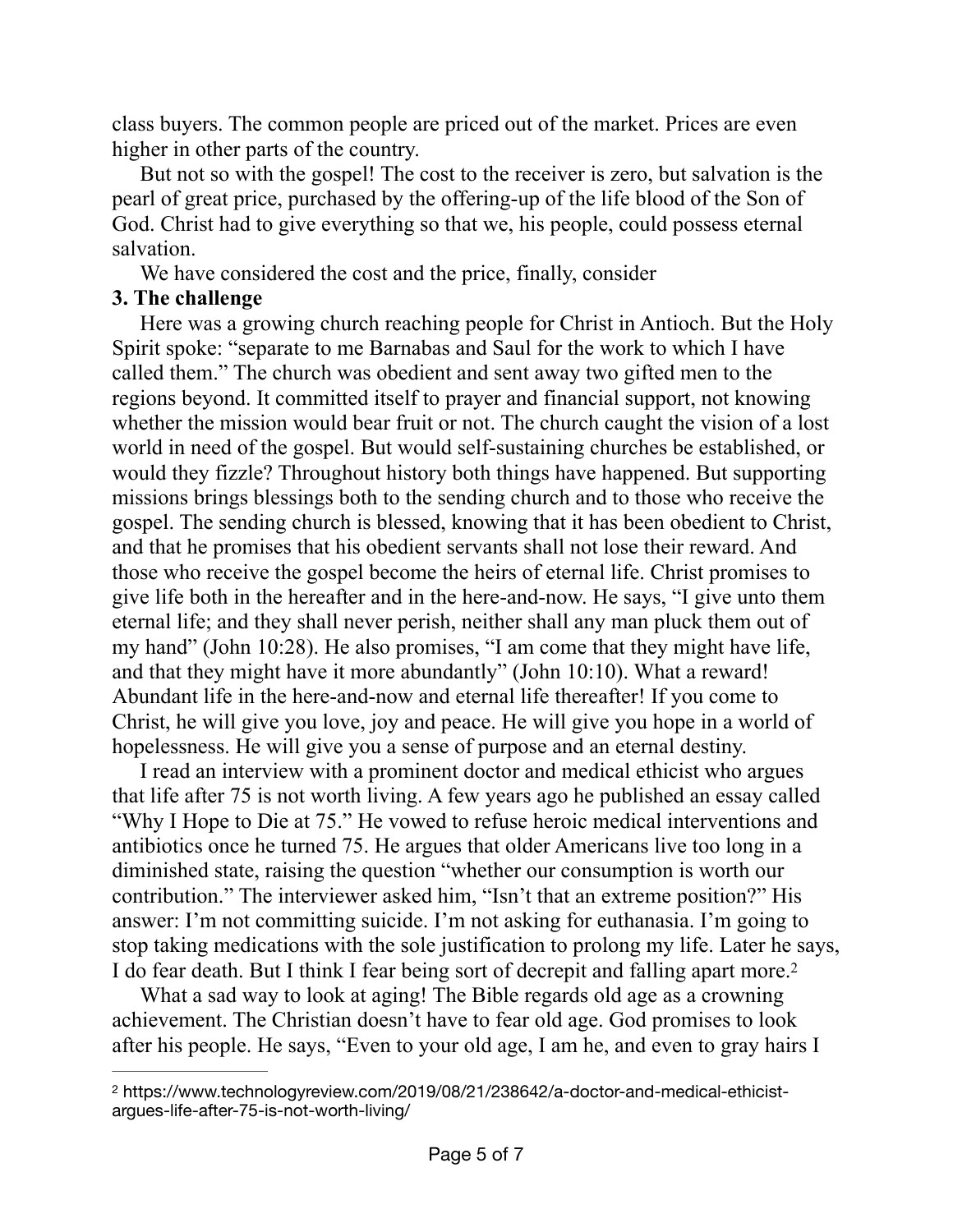class buyers. The common people are priced out of the market. Prices are even higher in other parts of the country.

But not so with the gospel! The cost to the receiver is zero, but salvation is the pearl of great price, purchased by the offering-up of the life blood of the Son of God. Christ had to give everything so that we, his people, could possess eternal salvation.

We have considered the cost and the price, finally, consider

**3. The challenge**

Here was a growing church reaching people for Christ in Antioch. But the Holy Spirit spoke: "separate to me Barnabas and Saul for the work to which I have called them." The church was obedient and sent away two gifted men to the regions beyond. It committed itself to prayer and financial support, not knowing whether the mission would bear fruit or not. The church caught the vision of a lost world in need of the gospel. But would self-sustaining churches be established, or would they fizzle? Throughout history both things have happened. But supporting missions brings blessings both to the sending church and to those who receive the gospel. The sending church is blessed, knowing that it has been obedient to Christ, and that he promises that his obedient servants shall not lose their reward. And those who receive the gospel become the heirs of eternal life. Christ promises to give life both in the hereafter and in the here-and-now. He says, "I give unto them eternal life; and they shall never perish, neither shall any man pluck them out of my hand" (John 10:28). He also promises, "I am come that they might have life, and that they might have it more abundantly" (John 10:10). What a reward! Abundant life in the here-and-now and eternal life thereafter! If you come to Christ, he will give you love, joy and peace. He will give you hope in a world of hopelessness. He will give you a sense of purpose and an eternal destiny.

I read an interview with a prominent doctor and medical ethicist who argues that life after 75 is not worth living. A few years ago he published an essay called "Why I Hope to Die at 75." He vowed to refuse heroic medical interventions and antibiotics once he turned 75. He argues that older Americans live too long in a diminished state, raising the question "whether our consumption is worth our contribution." The interviewer asked him, "Isn't that an extreme position?" His answer: I'm not committing suicide. I'm not asking for euthanasia. I'm going to stop taking medications with the sole justification to prolong my life. Later he says, I do fear death. But I think I fear being sort of decrepit and falling apart more.[2]

What a sad way to look at aging! The Bible regards old age as a crowning achievement. The Christian doesn't have to fear old age. God promises to look after his people. He says, "Even to your old age, I am he, and even to gray hairs I

---

[2] https://www.technologyreview.com/2019/08/21/238642/a-doctor-and-medical-ethicist-argues-life-after-75-is-not-worth-living/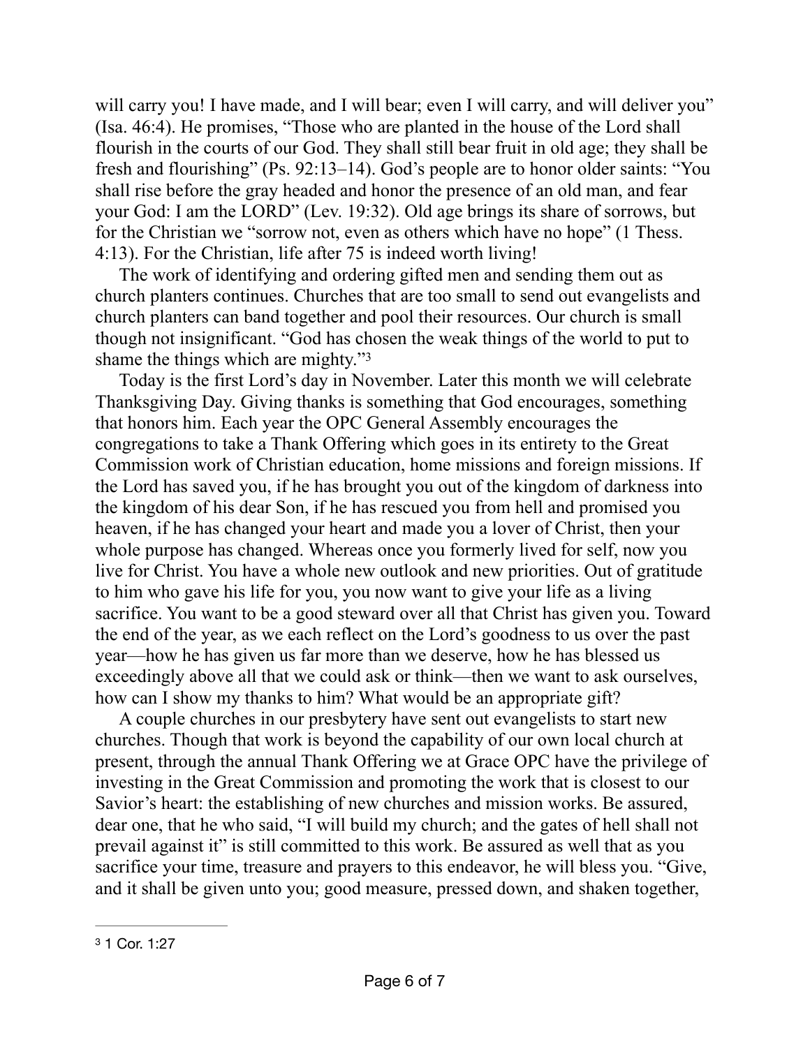will carry you! I have made, and I will bear; even I will carry, and will deliver you" (Isa. 46:4). He promises, "Those who are planted in the house of the Lord shall flourish in the courts of our God. They shall still bear fruit in old age; they shall be fresh and flourishing" (Ps. 92:13–14). God's people are to honor older saints: "You shall rise before the gray headed and honor the presence of an old man, and fear your God: I am the LORD" (Lev. 19:32). Old age brings its share of sorrows, but for the Christian we "sorrow not, even as others which have no hope" (1 Thess. 4:13). For the Christian, life after 75 is indeed worth living!

The work of identifying and ordering gifted men and sending them out as church planters continues. Churches that are too small to send out evangelists and church planters can band together and pool their resources. Our church is small though not insignificant. "God has chosen the weak things of the world to put to shame the things which are mighty."[3]

Today is the first Lord's day in November. Later this month we will celebrate Thanksgiving Day. Giving thanks is something that God encourages, something that honors him. Each year the OPC General Assembly encourages the congregations to take a Thank Offering which goes in its entirety to the Great Commission work of Christian education, home missions and foreign missions. If the Lord has saved you, if he has brought you out of the kingdom of darkness into the kingdom of his dear Son, if he has rescued you from hell and promised you heaven, if he has changed your heart and made you a lover of Christ, then your whole purpose has changed. Whereas once you formerly lived for self, now you live for Christ. You have a whole new outlook and new priorities. Out of gratitude to him who gave his life for you, you now want to give your life as a living sacrifice. You want to be a good steward over all that Christ has given you. Toward the end of the year, as we each reflect on the Lord's goodness to us over the past year—how he has given us far more than we deserve, how he has blessed us exceedingly above all that we could ask or think—then we want to ask ourselves, how can I show my thanks to him? What would be an appropriate gift?

A couple churches in our presbytery have sent out evangelists to start new churches. Though that work is beyond the capability of our own local church at present, through the annual Thank Offering we at Grace OPC have the privilege of investing in the Great Commission and promoting the work that is closest to our Savior's heart: the establishing of new churches and mission works. Be assured, dear one, that he who said, "I will build my church; and the gates of hell shall not prevail against it" is still committed to this work. Be assured as well that as you sacrifice your time, treasure and prayers to this endeavor, he will bless you. "Give, and it shall be given unto you; good measure, pressed down, and shaken together,

---

[3] 1 Cor. 1:27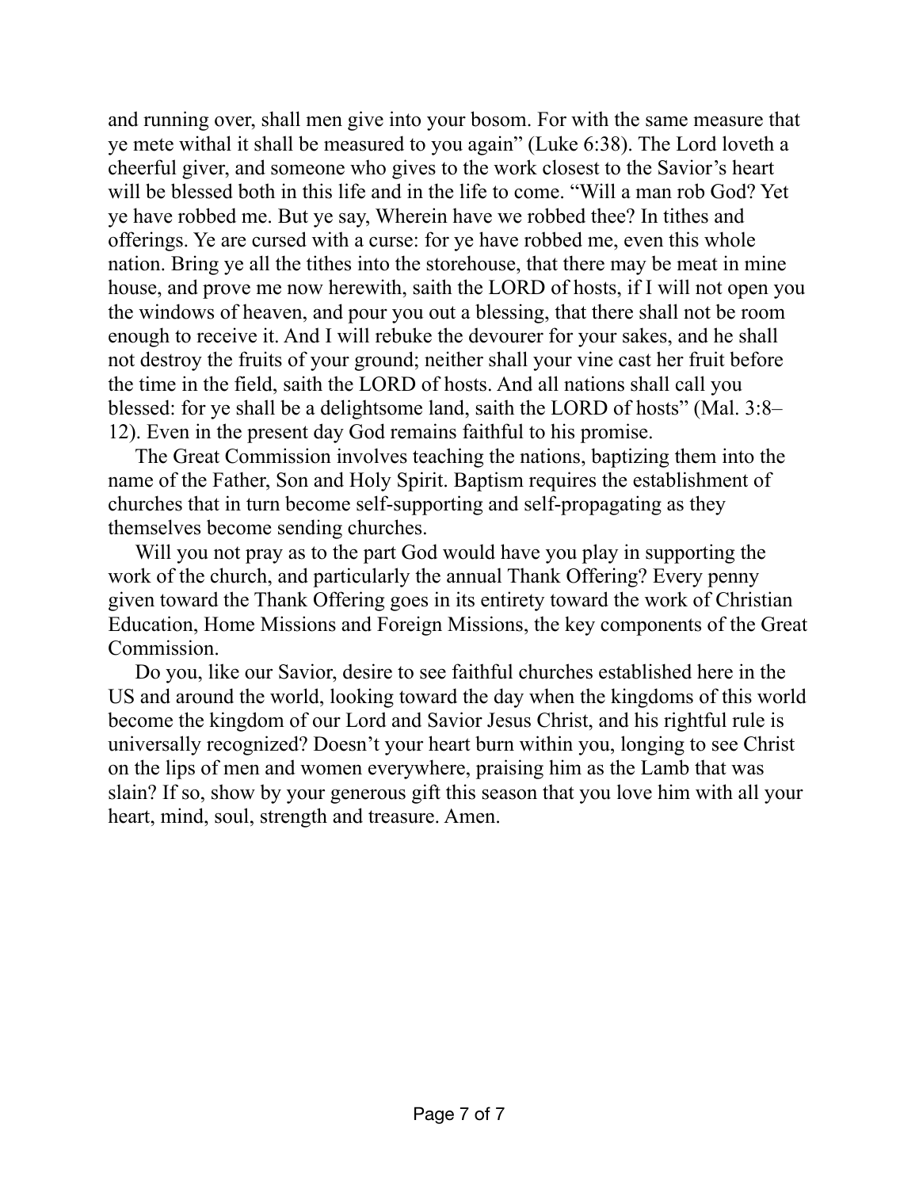and running over, shall men give into your bosom. For with the same measure that ye mete withal it shall be measured to you again" (Luke 6:38). The Lord loveth a cheerful giver, and someone who gives to the work closest to the Savior's heart will be blessed both in this life and in the life to come. "Will a man rob God? Yet ye have robbed me. But ye say, Wherein have we robbed thee? In tithes and offerings. Ye are cursed with a curse: for ye have robbed me, even this whole nation. Bring ye all the tithes into the storehouse, that there may be meat in mine house, and prove me now herewith, saith the LORD of hosts, if I will not open you the windows of heaven, and pour you out a blessing, that there shall not be room enough to receive it. And I will rebuke the devourer for your sakes, and he shall not destroy the fruits of your ground; neither shall your vine cast her fruit before the time in the field, saith the LORD of hosts. And all nations shall call you blessed: for ye shall be a delightsome land, saith the LORD of hosts" (Mal. 3:8–12). Even in the present day God remains faithful to his promise.

The Great Commission involves teaching the nations, baptizing them into the name of the Father, Son and Holy Spirit. Baptism requires the establishment of churches that in turn become self-supporting and self-propagating as they themselves become sending churches.

Will you not pray as to the part God would have you play in supporting the work of the church, and particularly the annual Thank Offering? Every penny given toward the Thank Offering goes in its entirety toward the work of Christian Education, Home Missions and Foreign Missions, the key components of the Great Commission.

Do you, like our Savior, desire to see faithful churches established here in the US and around the world, looking toward the day when the kingdoms of this world become the kingdom of our Lord and Savior Jesus Christ, and his rightful rule is universally recognized? Doesn't your heart burn within you, longing to see Christ on the lips of men and women everywhere, praising him as the Lamb that was slain? If so, show by your generous gift this season that you love him with all your heart, mind, soul, strength and treasure. Amen.